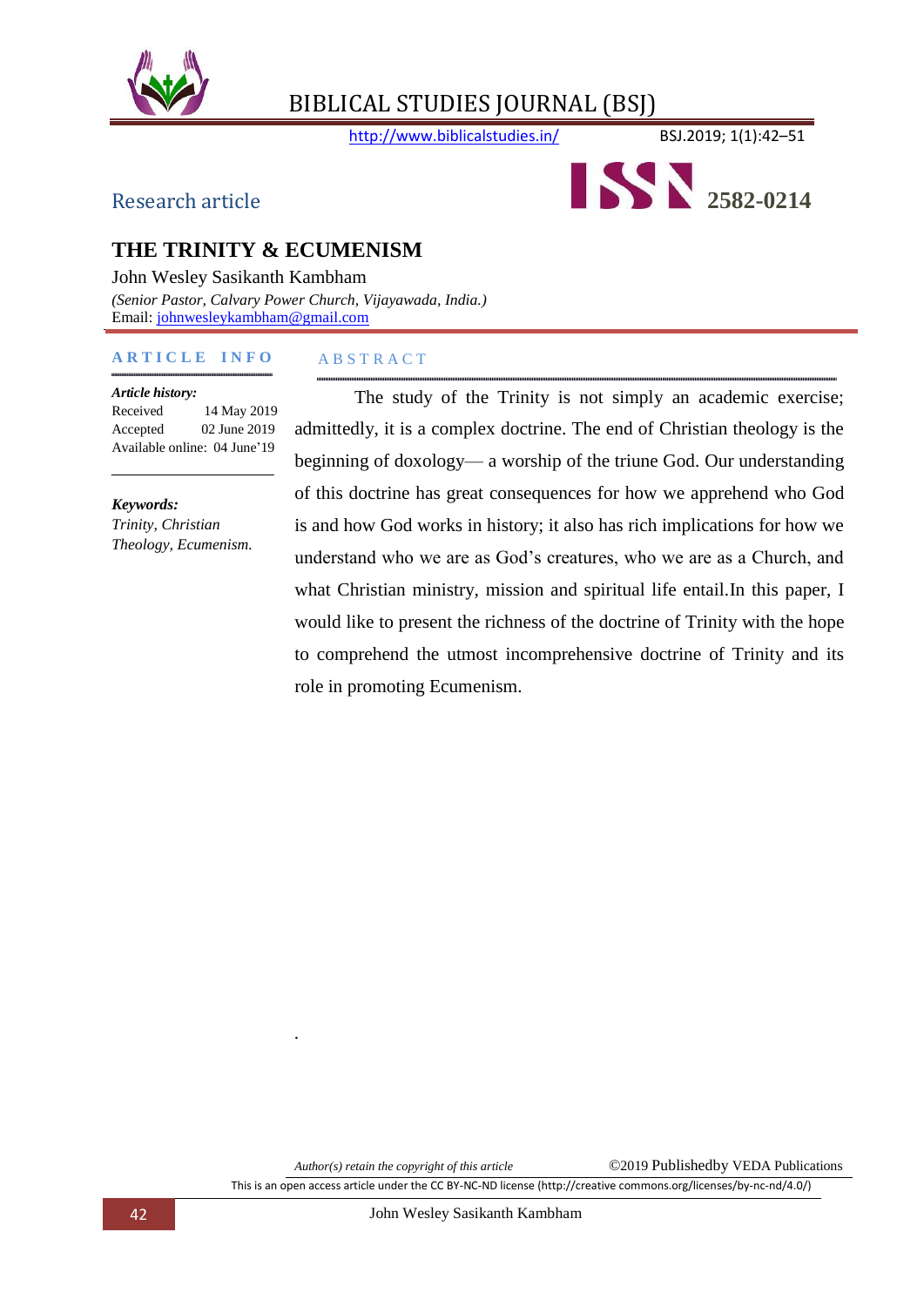Research article

ISSN 2582-0214

# THE TRINITY & ECUMENISM

John Wesley Sasikanth Kambham

*(Senior Pastor, Calvary Power Church, Vijayawada, India.)*

Email: johnwesleykambham@gmail.com

**ARTICLE INFO**

***Article history:***

Received 14 May 2019

Accepted 02 June 2019

Available online: 04 June'19

***Keywords:***

*Trinity, Christian Theology, Ecumenism.*

**ABSTRACT**

The study of the Trinity is not simply an academic exercise; admittedly, it is a complex doctrine. The end of Christian theology is the beginning of doxology— a worship of the triune God. Our understanding of this doctrine has great consequences for how we apprehend who God is and how God works in history; it also has rich implications for how we understand who we are as God's creatures, who we are as a Church, and what Christian ministry, mission and spiritual life entail.In this paper, I would like to present the richness of the doctrine of Trinity with the hope to comprehend the utmost incomprehensive doctrine of Trinity and its role in promoting Ecumenism.

*Author(s) retain the copyright of this article* ©2019 Publishedby VEDA Publications

This is an open access article under the CC BY-NC-ND license (http://creative commons.org/licenses/by-nc-nd/4.0/)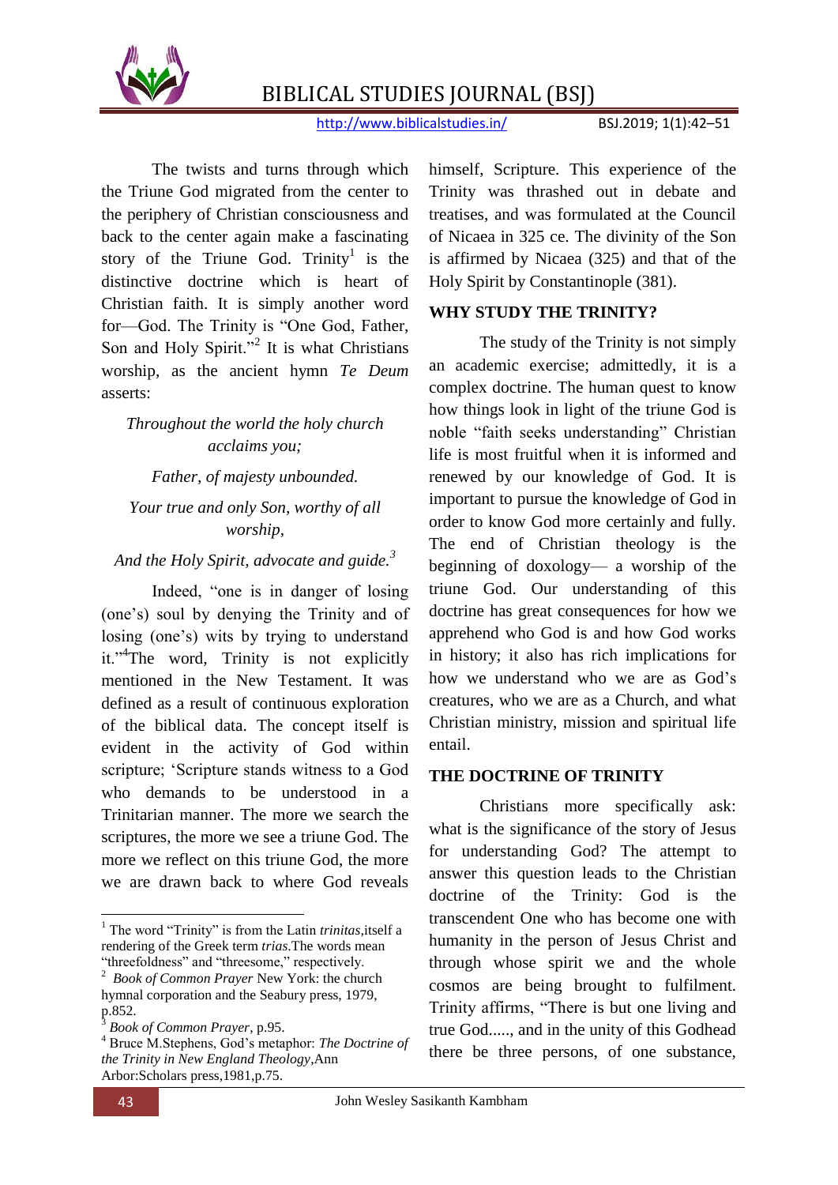The twists and turns through which the Triune God migrated from the center to the periphery of Christian consciousness and back to the center again make a fascinating story of the Triune God. Trinity[1] is the distinctive doctrine which is heart of Christian faith. It is simply another word for—God. The Trinity is "One God, Father, Son and Holy Spirit."[2] It is what Christians worship, as the ancient hymn *Te Deum* asserts:

*Throughout the world the holy church acclaims you;*

*Father, of majesty unbounded.*

*Your true and only Son, worthy of all worship,*

*And the Holy Spirit, advocate and guide.*[3]

Indeed, "one is in danger of losing (one's) soul by denying the Trinity and of losing (one's) wits by trying to understand it."[4]The word, Trinity is not explicitly mentioned in the New Testament. It was defined as a result of continuous exploration of the biblical data. The concept itself is evident in the activity of God within scripture; 'Scripture stands witness to a God who demands to be understood in a Trinitarian manner. The more we search the scriptures, the more we see a triune God. The more we reflect on this triune God, the more we are drawn back to where God reveals himself, Scripture. This experience of the Trinity was thrashed out in debate and treatises, and was formulated at the Council of Nicaea in 325 ce. The divinity of the Son is affirmed by Nicaea (325) and that of the Holy Spirit by Constantinople (381).

## WHY STUDY THE TRINITY?

The study of the Trinity is not simply an academic exercise; admittedly, it is a complex doctrine. The human quest to know how things look in light of the triune God is noble "faith seeks understanding" Christian life is most fruitful when it is informed and renewed by our knowledge of God. It is important to pursue the knowledge of God in order to know God more certainly and fully. The end of Christian theology is the beginning of doxology— a worship of the triune God. Our understanding of this doctrine has great consequences for how we apprehend who God is and how God works in history; it also has rich implications for how we understand who we are as God's creatures, who we are as a Church, and what Christian ministry, mission and spiritual life entail.

## THE DOCTRINE OF TRINITY

Christians more specifically ask: what is the significance of the story of Jesus for understanding God? The attempt to answer this question leads to the Christian doctrine of the Trinity: God is the transcendent One who has become one with humanity in the person of Jesus Christ and through whose spirit we and the whole cosmos are being brought to fulfilment. Trinity affirms, "There is but one living and true God....., and in the unity of this Godhead there be three persons, of one substance,

---

[1] The word "Trinity" is from the Latin *trinitas*,itself a rendering of the Greek term *trias*.The words mean "threefoldness" and "threesome," respectively.

[2] *Book of Common Prayer* New York: the church hymnal corporation and the Seabury press, 1979, p.852.

[3] *Book of Common Prayer*, p.95.

[4] Bruce M.Stephens, God's metaphor: *The Doctrine of the Trinity in New England Theology*,Ann Arbor:Scholars press,1981,p.75.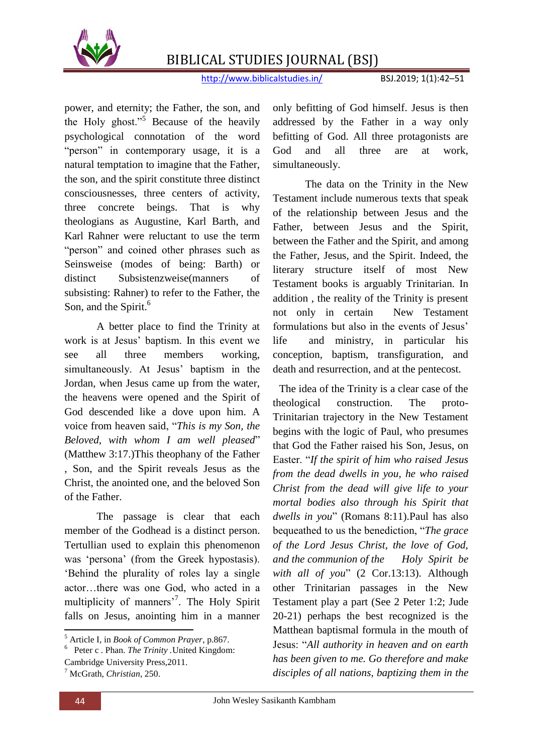power, and eternity; the Father, the son, and the Holy ghost."[5] Because of the heavily psychological connotation of the word "person" in contemporary usage, it is a natural temptation to imagine that the Father, the son, and the spirit constitute three distinct consciousnesses, three centers of activity, three concrete beings. That is why theologians as Augustine, Karl Barth, and Karl Rahner were reluctant to use the term "person" and coined other phrases such as Seinsweise (modes of being: Barth) or distinct Subsistenzweise(manners of subsisting: Rahner) to refer to the Father, the Son, and the Spirit.[6]

A better place to find the Trinity at work is at Jesus' baptism. In this event we see all three members working, simultaneously. At Jesus' baptism in the Jordan, when Jesus came up from the water, the heavens were opened and the Spirit of God descended like a dove upon him. A voice from heaven said, "*This is my Son, the Beloved, with whom I am well pleased*" (Matthew 3:17.)This theophany of the Father , Son, and the Spirit reveals Jesus as the Christ, the anointed one, and the beloved Son of the Father.

The passage is clear that each member of the Godhead is a distinct person. Tertullian used to explain this phenomenon was 'persona' (from the Greek hypostasis). 'Behind the plurality of roles lay a single actor…there was one God, who acted in a multiplicity of manners'[7]. The Holy Spirit falls on Jesus, anointing him in a manner only befitting of God himself. Jesus is then addressed by the Father in a way only befitting of God. All three protagonists are God and all three are at work, simultaneously.

The data on the Trinity in the New Testament include numerous texts that speak of the relationship between Jesus and the Father, between Jesus and the Spirit, between the Father and the Spirit, and among the Father, Jesus, and the Spirit. Indeed, the literary structure itself of most New Testament books is arguably Trinitarian. In addition , the reality of the Trinity is present not only in certain New Testament formulations but also in the events of Jesus' life and ministry, in particular his conception, baptism, transfiguration, and death and resurrection, and at the pentecost.

The idea of the Trinity is a clear case of the theological construction. The proto-Trinitarian trajectory in the New Testament begins with the logic of Paul, who presumes that God the Father raised his Son, Jesus, on Easter. "*If the spirit of him who raised Jesus from the dead dwells in you, he who raised Christ from the dead will give life to your mortal bodies also through his Spirit that dwells in you*" (Romans 8:11).Paul has also bequeathed to us the benediction, "*The grace of the Lord Jesus Christ, the love of God, and the communion of the Holy Spirit be with all of you*" (2 Cor.13:13). Although other Trinitarian passages in the New Testament play a part (See 2 Peter 1:2; Jude 20-21) perhaps the best recognized is the Matthean baptismal formula in the mouth of Jesus: "*All authority in heaven and on earth has been given to me. Go therefore and make disciples of all nations, baptizing them in the*

---

[5] Article I, in *Book of Common Prayer*, p.867.

[6] Peter c . Phan. *The Trinity* .United Kingdom: Cambridge University Press,2011.

[7] McGrath, *Christian*, 250.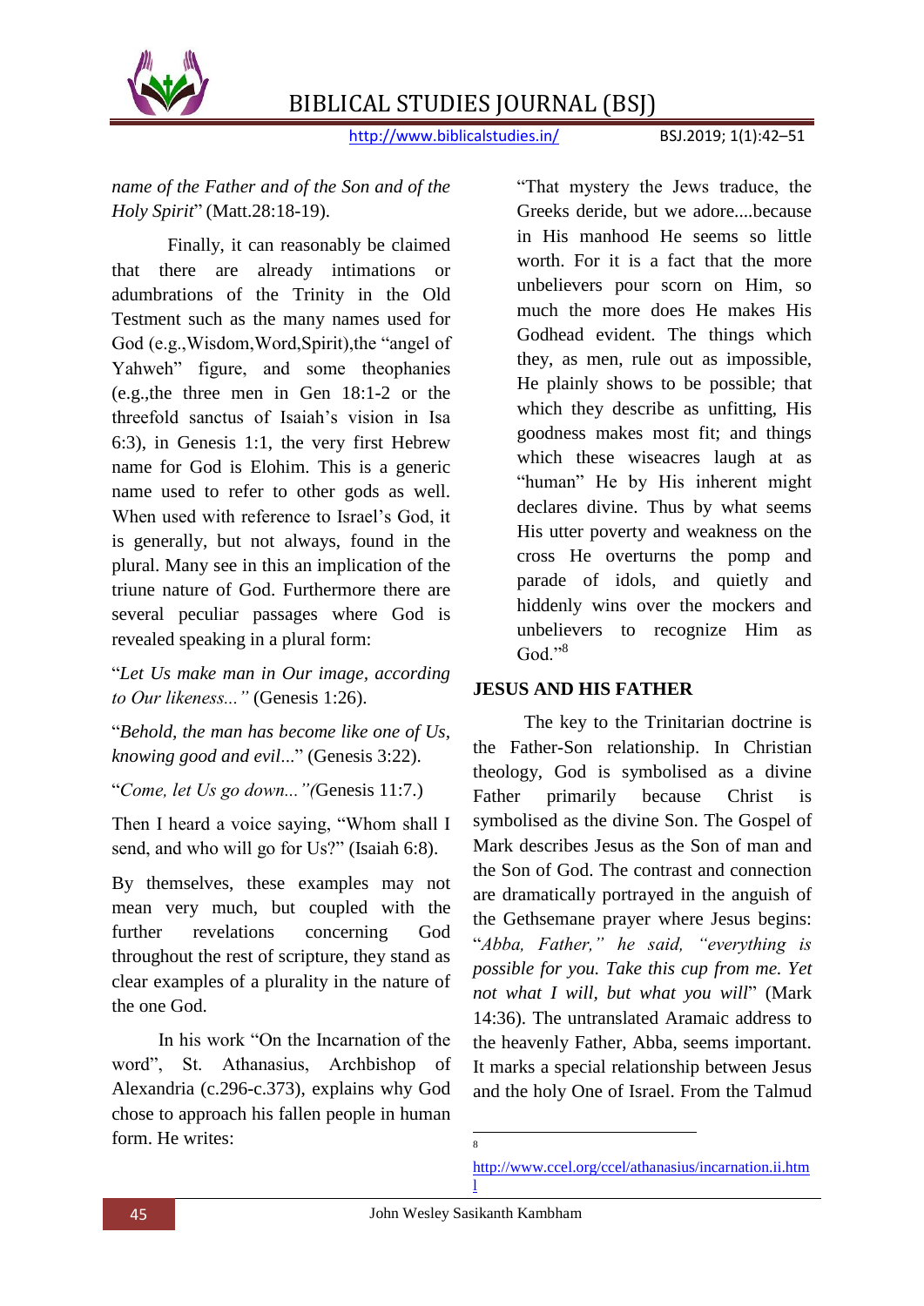*name of the Father and of the Son and of the Holy Spirit*" (Matt.28:18-19).

Finally, it can reasonably be claimed that there are already intimations or adumbrations of the Trinity in the Old Testament such as the many names used for God (e.g.,Wisdom,Word,Spirit),the "angel of Yahweh" figure, and some theophanies (e.g.,the three men in Gen 18:1-2 or the threefold sanctus of Isaiah's vision in Isa 6:3), in Genesis 1:1, the very first Hebrew name for God is Elohim. This is a generic name used to refer to other gods as well. When used with reference to Israel's God, it is generally, but not always, found in the plural. Many see in this an implication of the triune nature of God. Furthermore there are several peculiar passages where God is revealed speaking in a plural form:

"*Let Us make man in Our image, according to Our likeness..."* (Genesis 1:26).

"*Behold, the man has become like one of Us, knowing good and evil...*" (Genesis 3:22).

"*Come, let Us go down..."(*Genesis 11:7.)

Then I heard a voice saying, "Whom shall I send, and who will go for Us?" (Isaiah 6:8).

By themselves, these examples may not mean very much, but coupled with the further revelations concerning God throughout the rest of scripture, they stand as clear examples of a plurality in the nature of the one God.

In his work "On the Incarnation of the word", St. Athanasius, Archbishop of Alexandria (c.296-c.373), explains why God chose to approach his fallen people in human form. He writes:

"That mystery the Jews traduce, the Greeks deride, but we adore....because in His manhood He seems so little worth. For it is a fact that the more unbelievers pour scorn on Him, so much the more does He makes His Godhead evident. The things which they, as men, rule out as impossible, He plainly shows to be possible; that which they describe as unfitting, His goodness makes most fit; and things which these wiseacres laugh at as "human" He by His inherent might declares divine. Thus by what seems His utter poverty and weakness on the cross He overturns the pomp and parade of idols, and quietly and hiddenly wins over the mockers and unbelievers to recognize Him as God."[8]

## JESUS AND HIS FATHER

The key to the Trinitarian doctrine is the Father-Son relationship. In Christian theology, God is symbolised as a divine Father primarily because Christ is symbolised as the divine Son. The Gospel of Mark describes Jesus as the Son of man and the Son of God. The contrast and connection are dramatically portrayed in the anguish of the Gethsemane prayer where Jesus begins: "*Abba, Father," he said, "everything is possible for you. Take this cup from me. Yet not what I will, but what you will*" (Mark 14:36). The untranslated Aramaic address to the heavenly Father, Abba, seems important. It marks a special relationship between Jesus and the holy One of Israel. From the Talmud

---

[8] http://www.ccel.org/ccel/athanasius/incarnation.ii.html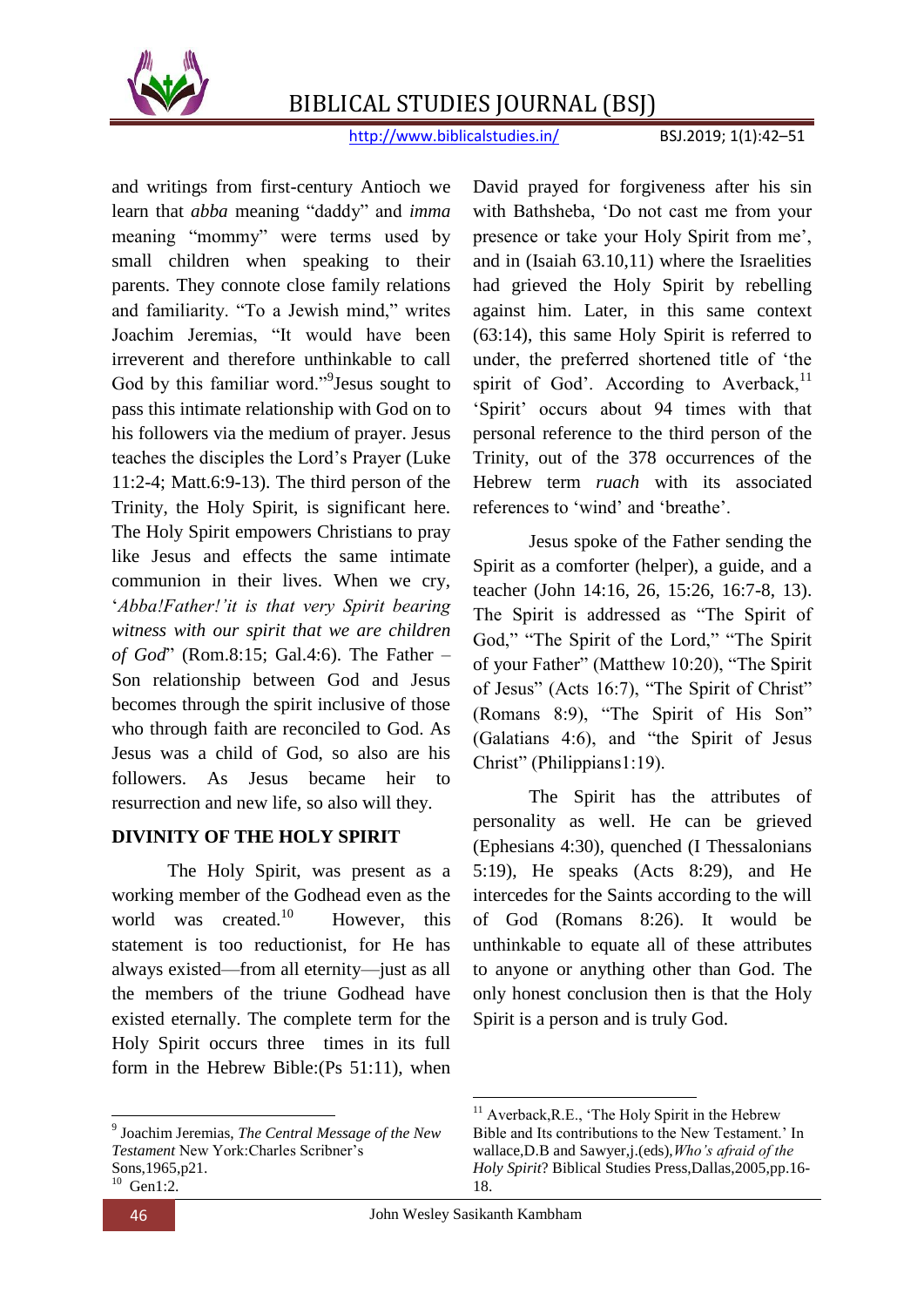and writings from first-century Antioch we learn that *abba* meaning "daddy" and *imma* meaning "mommy" were terms used by small children when speaking to their parents. They connote close family relations and familiarity. "To a Jewish mind," writes Joachim Jeremias, "It would have been irreverent and therefore unthinkable to call God by this familiar word."[9]Jesus sought to pass this intimate relationship with God on to his followers via the medium of prayer. Jesus teaches the disciples the Lord's Prayer (Luke 11:2-4; Matt.6:9-13). The third person of the Trinity, the Holy Spirit, is significant here. The Holy Spirit empowers Christians to pray like Jesus and effects the same intimate communion in their lives. When we cry, '*Abba!Father!'it is that very Spirit bearing witness with our spirit that we are children of God*" (Rom.8:15; Gal.4:6). The Father – Son relationship between God and Jesus becomes through the spirit inclusive of those who through faith are reconciled to God. As Jesus was a child of God, so also are his followers. As Jesus became heir to resurrection and new life, so also will they.

## DIVINITY OF THE HOLY SPIRIT

The Holy Spirit, was present as a working member of the Godhead even as the world was created.[10] However, this statement is too reductionist, for He has always existed—from all eternity—just as all the members of the triune Godhead have existed eternally. The complete term for the Holy Spirit occurs three times in its full form in the Hebrew Bible:(Ps 51:11), when David prayed for forgiveness after his sin with Bathsheba, 'Do not cast me from your presence or take your Holy Spirit from me', and in (Isaiah 63.10,11) where the Israelities had grieved the Holy Spirit by rebelling against him. Later, in this same context (63:14), this same Holy Spirit is referred to under, the preferred shortened title of 'the spirit of God'. According to Averback,[11] 'Spirit' occurs about 94 times with that personal reference to the third person of the Trinity, out of the 378 occurrences of the Hebrew term *ruach* with its associated references to 'wind' and 'breathe'.

Jesus spoke of the Father sending the Spirit as a comforter (helper), a guide, and a teacher (John 14:16, 26, 15:26, 16:7-8, 13). The Spirit is addressed as "The Spirit of God," "The Spirit of the Lord," "The Spirit of your Father" (Matthew 10:20), "The Spirit of Jesus" (Acts 16:7), "The Spirit of Christ" (Romans 8:9), "The Spirit of His Son" (Galatians 4:6), and "the Spirit of Jesus Christ" (Philippians1:19).

The Spirit has the attributes of personality as well. He can be grieved (Ephesians 4:30), quenched (I Thessalonians 5:19), He speaks (Acts 8:29), and He intercedes for the Saints according to the will of God (Romans 8:26). It would be unthinkable to equate all of these attributes to anyone or anything other than God. The only honest conclusion then is that the Holy Spirit is a person and is truly God.

---

[9] Joachim Jeremias, *The Central Message of the New Testament* New York:Charles Scribner's Sons,1965,p21.

[10] Gen1:2.

[11] Averback,R.E., 'The Holy Spirit in the Hebrew Bible and Its contributions to the New Testament.' In wallace,D.B and Sawyer,j.(eds),*Who's afraid of the Holy Spirit*? Biblical Studies Press,Dallas,2005,pp.16-18.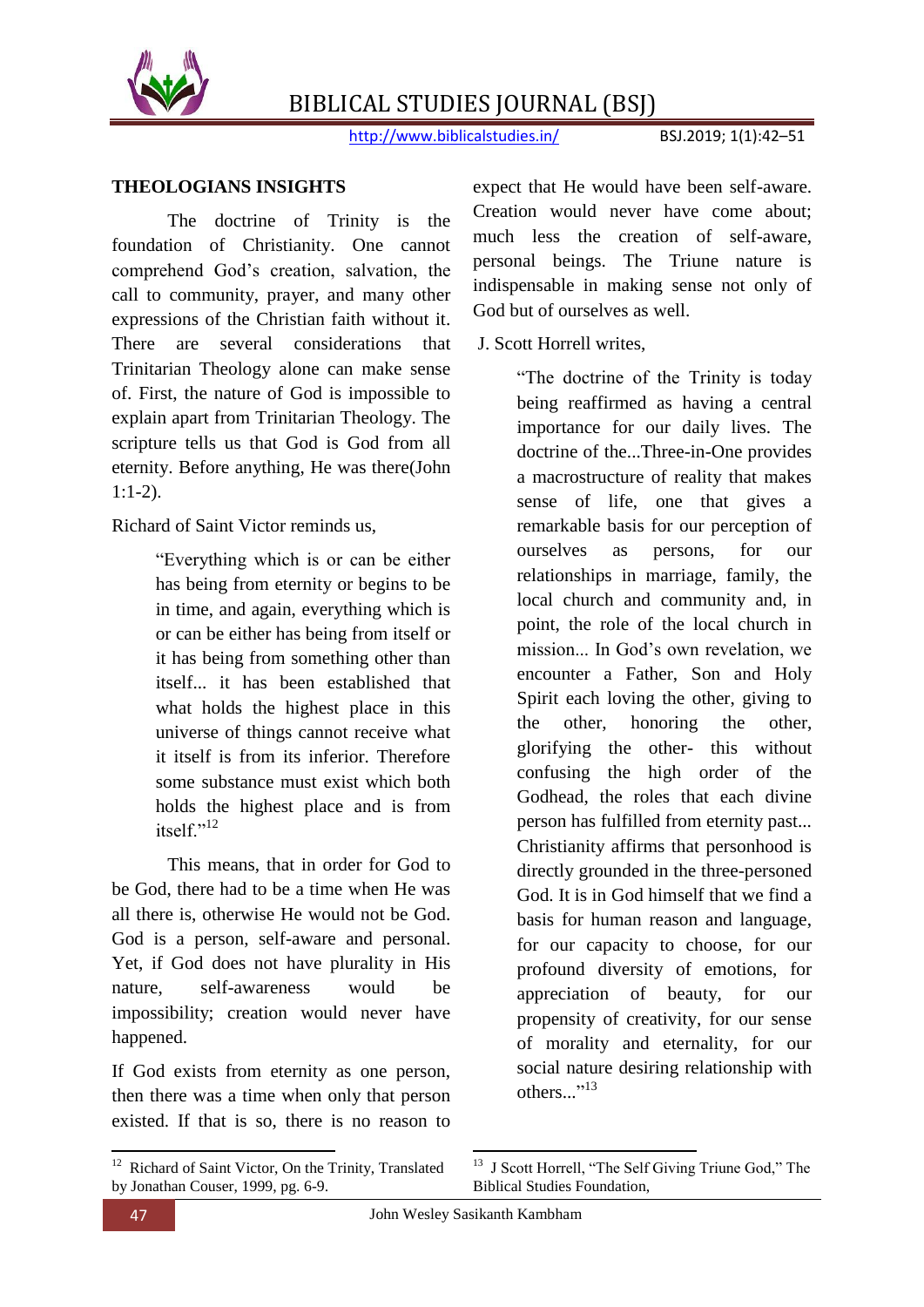**THEOLOGIANS INSIGHTS**

The doctrine of Trinity is the foundation of Christianity. One cannot comprehend God's creation, salvation, the call to community, prayer, and many other expressions of the Christian faith without it. There are several considerations that Trinitarian Theology alone can make sense of. First, the nature of God is impossible to explain apart from Trinitarian Theology. The scripture tells us that God is God from all eternity. Before anything, He was there(John 1:1-2).

Richard of Saint Victor reminds us,

> "Everything which is or can be either has being from eternity or begins to be in time, and again, everything which is or can be either has being from itself or it has being from something other than itself... it has been established that what holds the highest place in this universe of things cannot receive what it itself is from its inferior. Therefore some substance must exist which both holds the highest place and is from itself."[12]

This means, that in order for God to be God, there had to be a time when He was all there is, otherwise He would not be God. God is a person, self-aware and personal. Yet, if God does not have plurality in His nature, self-awareness would be impossibility; creation would never have happened.

If God exists from eternity as one person, then there was a time when only that person existed. If that is so, there is no reason to expect that He would have been self-aware. Creation would never have come about; much less the creation of self-aware, personal beings. The Triune nature is indispensable in making sense not only of God but of ourselves as well.

J. Scott Horrell writes,

> "The doctrine of the Trinity is today being reaffirmed as having a central importance for our daily lives. The doctrine of the...Three-in-One provides a macrostructure of reality that makes sense of life, one that gives a remarkable basis for our perception of ourselves as persons, for our relationships in marriage, family, the local church and community and, in point, the role of the local church in mission... In God's own revelation, we encounter a Father, Son and Holy Spirit each loving the other, giving to the other, honoring the other, glorifying the other- this without confusing the high order of the Godhead, the roles that each divine person has fulfilled from eternity past... Christianity affirms that personhood is directly grounded in the three-personed God. It is in God himself that we find a basis for human reason and language, for our capacity to choose, for our profound diversity of emotions, for appreciation of beauty, for our propensity of creativity, for our sense of morality and eternality, for our social nature desiring relationship with others..."[13]

---

[12] Richard of Saint Victor, On the Trinity, Translated by Jonathan Couser, 1999, pg. 6-9.

[13] J Scott Horrell, "The Self Giving Triune God," The Biblical Studies Foundation,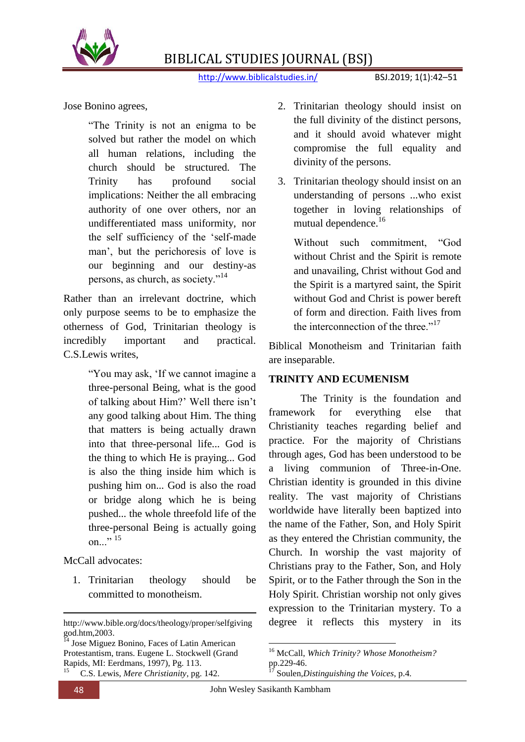Jose Bonino agrees,

> "The Trinity is not an enigma to be solved but rather the model on which all human relations, including the church should be structured. The Trinity has profound social implications: Neither the all embracing authority of one over others, nor an undifferentiated mass uniformity, nor the self sufficiency of the 'self-made man', but the perichoresis of love is our beginning and our destiny-as persons, as church, as society."[14]

Rather than an irrelevant doctrine, which only purpose seems to be to emphasize the otherness of God, Trinitarian theology is incredibly important and practical. C.S.Lewis writes,

> "You may ask, 'If we cannot imagine a three-personal Being, what is the good of talking about Him?' Well there isn't any good talking about Him. The thing that matters is being actually drawn into that three-personal life... God is the thing to which He is praying... God is also the thing inside him which is pushing him on... God is also the road or bridge along which he is being pushed... the whole threefold life of the three-personal Being is actually going on..." [15]

McCall advocates:

1. Trinitarian theology should be committed to monotheism.
2. Trinitarian theology should insist on the full divinity of the distinct persons, and it should avoid whatever might compromise the full equality and divinity of the persons.
3. Trinitarian theology should insist on an understanding of persons ...who exist together in loving relationships of mutual dependence.[16]

   Without such commitment, "God without Christ and the Spirit is remote and unavailing, Christ without God and the Spirit is a martyred saint, the Spirit without God and Christ is power bereft of form and direction. Faith lives from the interconnection of the three."[17]

Biblical Monotheism and Trinitarian faith are inseparable.

## TRINITY AND ECUMENISM

The Trinity is the foundation and framework for everything else that Christianity teaches regarding belief and practice. For the majority of Christians through ages, God has been understood to be a living communion of Three-in-One. Christian identity is grounded in this divine reality. The vast majority of Christians worldwide have literally been baptized into the name of the Father, Son, and Holy Spirit as they entered the Christian community, the Church. In worship the vast majority of Christians pray to the Father, Son, and Holy Spirit, or to the Father through the Son in the Holy Spirit. Christian worship not only gives expression to the Trinitarian mystery. To a degree it reflects this mystery in its

---

http://www.bible.org/docs/theology/proper/selfgiving god.htm,2003.

[14] Jose Miguez Bonino, Faces of Latin American Protestantism, trans. Eugene L. Stockwell (Grand Rapids, MI: Eerdmans, 1997), Pg. 113.

[15] C.S. Lewis, *Mere Christianity*, pg. 142.

[16] McCall, *Which Trinity? Whose Monotheism?* pp.229-46.

[17] Soulen,*Distinguishing the Voices*, p.4.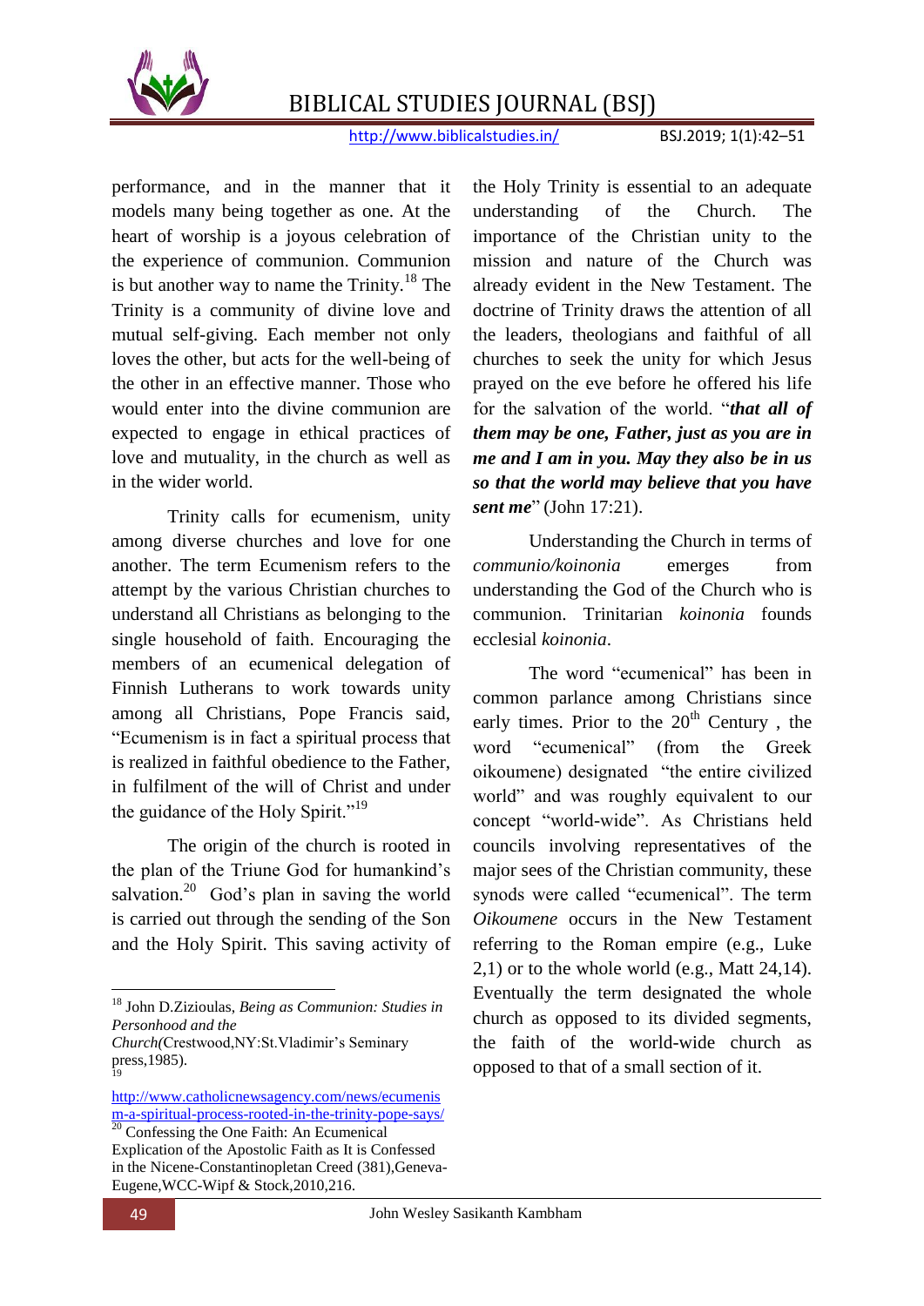performance, and in the manner that it models many being together as one. At the heart of worship is a joyous celebration of the experience of communion. Communion is but another way to name the Trinity.[18] The Trinity is a community of divine love and mutual self-giving. Each member not only loves the other, but acts for the well-being of the other in an effective manner. Those who would enter into the divine communion are expected to engage in ethical practices of love and mutuality, in the church as well as in the wider world.

Trinity calls for ecumenism, unity among diverse churches and love for one another. The term Ecumenism refers to the attempt by the various Christian churches to understand all Christians as belonging to the single household of faith. Encouraging the members of an ecumenical delegation of Finnish Lutherans to work towards unity among all Christians, Pope Francis said, "Ecumenism is in fact a spiritual process that is realized in faithful obedience to the Father, in fulfilment of the will of Christ and under the guidance of the Holy Spirit."[19]

The origin of the church is rooted in the plan of the Triune God for humankind's salvation.[20] God's plan in saving the world is carried out through the sending of the Son and the Holy Spirit. This saving activity of the Holy Trinity is essential to an adequate understanding of the Church. The importance of the Christian unity to the mission and nature of the Church was already evident in the New Testament. The doctrine of Trinity draws the attention of all the leaders, theologians and faithful of all churches to seek the unity for which Jesus prayed on the eve before he offered his life for the salvation of the world. "***that all of them may be one, Father, just as you are in me and I am in you. May they also be in us so that the world may believe that you have sent me***" (John 17:21).

Understanding the Church in terms of *communio/koinonia* emerges from understanding the God of the Church who is communion. Trinitarian *koinonia* founds ecclesial *koinonia*.

The word "ecumenical" has been in common parlance among Christians since early times. Prior to the 20th Century , the word "ecumenical" (from the Greek oikoumene) designated "the entire civilized world" and was roughly equivalent to our concept "world-wide". As Christians held councils involving representatives of the major sees of the Christian community, these synods were called "ecumenical". The term *Oikoumene* occurs in the New Testament referring to the Roman empire (e.g., Luke 2,1) or to the whole world (e.g., Matt 24,14). Eventually the term designated the whole church as opposed to its divided segments, the faith of the world-wide church as opposed to that of a small section of it.

---

[18] John D.Zizioulas, *Being as Communion: Studies in Personhood and the Church*(Crestwood,NY:St.Vladimir's Seminary press,1985).

[19] http://www.catholicnewsagency.com/news/ecumenism-a-spiritual-process-rooted-in-the-trinity-pope-says/

[20] Confessing the One Faith: An Ecumenical Explication of the Apostolic Faith as It is Confessed in the Nicene-Constantinopletan Creed (381),Geneva-Eugene,WCC-Wipf & Stock,2010,216.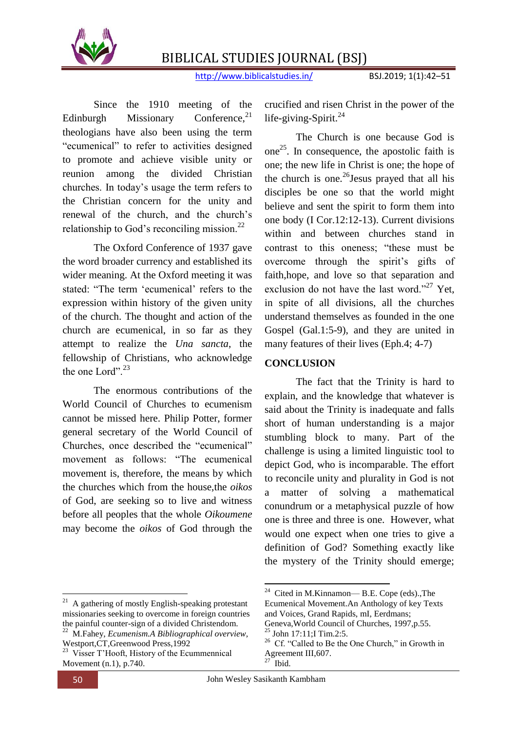Since the 1910 meeting of the Edinburgh Missionary Conference,[21] theologians have also been using the term "ecumenical" to refer to activities designed to promote and achieve visible unity or reunion among the divided Christian churches. In today's usage the term refers to the Christian concern for the unity and renewal of the church, and the church's relationship to God's reconciling mission.[22]

The Oxford Conference of 1937 gave the word broader currency and established its wider meaning. At the Oxford meeting it was stated: "The term 'ecumenical' refers to the expression within history of the given unity of the church. The thought and action of the church are ecumenical, in so far as they attempt to realize the *Una sancta*, the fellowship of Christians, who acknowledge the one Lord".[23]

The enormous contributions of the World Council of Churches to ecumenism cannot be missed here. Philip Potter, former general secretary of the World Council of Churches, once described the "ecumenical" movement as follows: "The ecumenical movement is, therefore, the means by which the churches which from the house,the *oikos* of God, are seeking so to live and witness before all peoples that the whole *Oikoumene* may become the *oikos* of God through the crucified and risen Christ in the power of the life-giving-Spirit.[24]

The Church is one because God is one[25]. In consequence, the apostolic faith is one; the new life in Christ is one; the hope of the church is one.[26]Jesus prayed that all his disciples be one so that the world might believe and sent the spirit to form them into one body (I Cor.12:12-13). Current divisions within and between churches stand in contrast to this oneness; "these must be overcome through the spirit's gifts of faith,hope, and love so that separation and exclusion do not have the last word."[27] Yet, in spite of all divisions, all the churches understand themselves as founded in the one Gospel (Gal.1:5-9), and they are united in many features of their lives (Eph.4; 4-7)

## CONCLUSION

The fact that the Trinity is hard to explain, and the knowledge that whatever is said about the Trinity is inadequate and falls short of human understanding is a major stumbling block to many. Part of the challenge is using a limited linguistic tool to depict God, who is incomparable. The effort to reconcile unity and plurality in God is not a matter of solving a mathematical conundrum or a metaphysical puzzle of how one is three and three is one. However, what would one expect when one tries to give a definition of God? Something exactly like the mystery of the Trinity should emerge;

---

[21] A gathering of mostly English-speaking protestant missionaries seeking to overcome in foreign countries the painful counter-sign of a divided Christendom.

[22] M.Fahey, *Ecumenism.A Bibliographical overview*, Westport,CT,Greenwood Press,1992

[23] Visser T'Hooft, History of the Ecummennical Movement (n.1), p.740.

[24] Cited in M.Kinnamon— B.E. Cope (eds).,The Ecumenical Movement.An Anthology of key Texts and Voices, Grand Rapids, mI, Eerdmans; Geneva,World Council of Churches, 1997,p.55.

[25] John 17:11;I Tim.2:5.

[26] Cf. "Called to Be the One Church," in Growth in Agreement III,607.

[27] Ibid.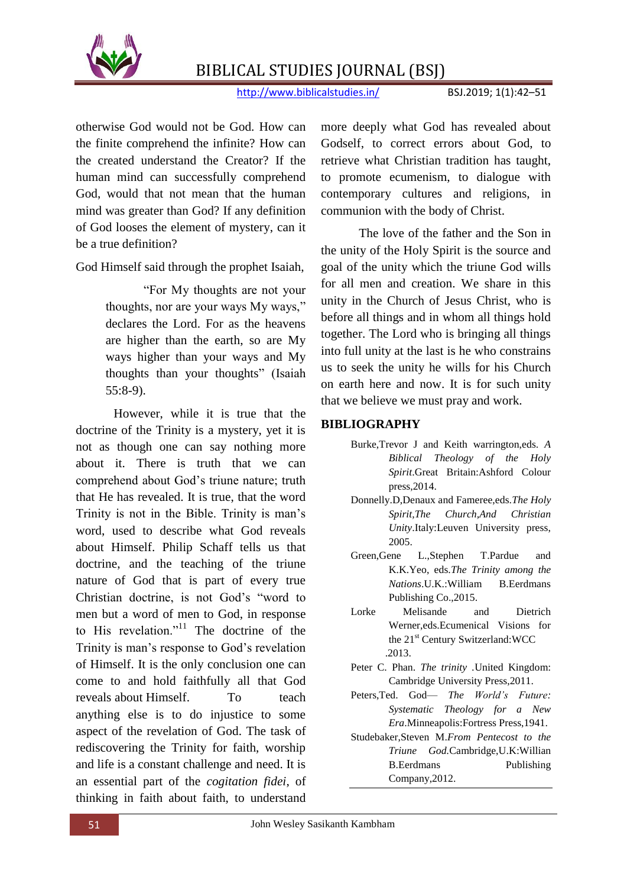otherwise God would not be God. How can the finite comprehend the infinite? How can the created understand the Creator? If the human mind can successfully comprehend God, would that not mean that the human mind was greater than God? If any definition of God looses the element of mystery, can it be a true definition?

God Himself said through the prophet Isaiah,

> "For My thoughts are not your thoughts, nor are your ways My ways," declares the Lord. For as the heavens are higher than the earth, so are My ways higher than your ways and My thoughts than your thoughts" (Isaiah 55:8-9).

However, while it is true that the doctrine of the Trinity is a mystery, yet it is not as though one can say nothing more about it. There is truth that we can comprehend about God's triune nature; truth that He has revealed. It is true, that the word Trinity is not in the Bible. Trinity is man's word, used to describe what God reveals about Himself. Philip Schaff tells us that doctrine, and the teaching of the triune nature of God that is part of every true Christian doctrine, is not God's "word to men but a word of men to God, in response to His revelation."[11] The doctrine of the Trinity is man's response to God's revelation of Himself. It is the only conclusion one can come to and hold faithfully all that God reveals about Himself. To teach anything else is to do injustice to some aspect of the revelation of God. The task of rediscovering the Trinity for faith, worship and life is a constant challenge and need. It is an essential part of the *cogitation fidei*, of thinking in faith about faith, to understand more deeply what God has revealed about Godself, to correct errors about God, to retrieve what Christian tradition has taught, to promote ecumenism, to dialogue with contemporary cultures and religions, in communion with the body of Christ.

The love of the father and the Son in the unity of the Holy Spirit is the source and goal of the unity which the triune God wills for all men and creation. We share in this unity in the Church of Jesus Christ, who is before all things and in whom all things hold together. The Lord who is bringing all things into full unity at the last is he who constrains us to seek the unity he wills for his Church on earth here and now. It is for such unity that we believe we must pray and work.

## BIBLIOGRAPHY

Burke,Trevor J and Keith warrington,eds. *A Biblical Theology of the Holy Spirit*.Great Britain:Ashford Colour press,2014.

Donnelly.D,Denaux and Fameree,eds.*The Holy Spirit,The Church,And Christian Unity*.Italy:Leuven University press, 2005.

Green,Gene L.,Stephen T.Pardue and K.K.Yeo, eds.*The Trinity among the Nations*.U.K.:William B.Eerdmans Publishing Co.,2015.

Lorke Melisande and Dietrich Werner,eds.Ecumenical Visions for the 21st Century Switzerland:WCC .2013.

Peter C. Phan. *The trinity* .United Kingdom: Cambridge University Press,2011.

Peters,Ted. God— *The World's Future: Systematic Theology for a New Era*.Minneapolis:Fortress Press,1941.

Studebaker,Steven M.*From Pentecost to the Triune God*.Cambridge,U.K:Willian B.Eerdmans Publishing Company,2012.